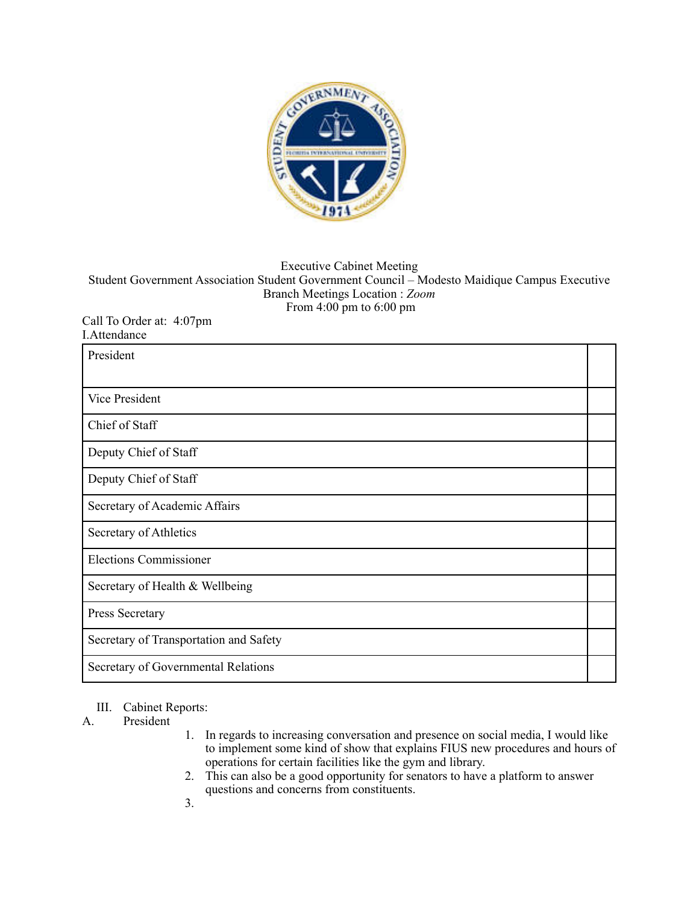Executive Cabinet Meeting
Student Government Association Student Government Council – Modesto Maidique Campus Executive Branch Meetings Location : *Zoom*
From 4:00 pm to 6:00 pm

Call To Order at: 4:07pm

I.Attendance

| President | |
|---|---|
| Vice President | |
| Chief of Staff | |
| Deputy Chief of Staff | |
| Deputy Chief of Staff | |
| Secretary of Academic Affairs | |
| Secretary of Athletics | |
| Elections Commissioner | |
| Secretary of Health & Wellbeing | |
| Press Secretary | |
| Secretary of Transportation and Safety | |
| Secretary of Governmental Relations | |

III. Cabinet Reports:

A. President

1. In regards to increasing conversation and presence on social media, I would like to implement some kind of show that explains FIUS new procedures and hours of operations for certain facilities like the gym and library.
2. This can also be a good opportunity for senators to have a platform to answer questions and concerns from constituents.
3.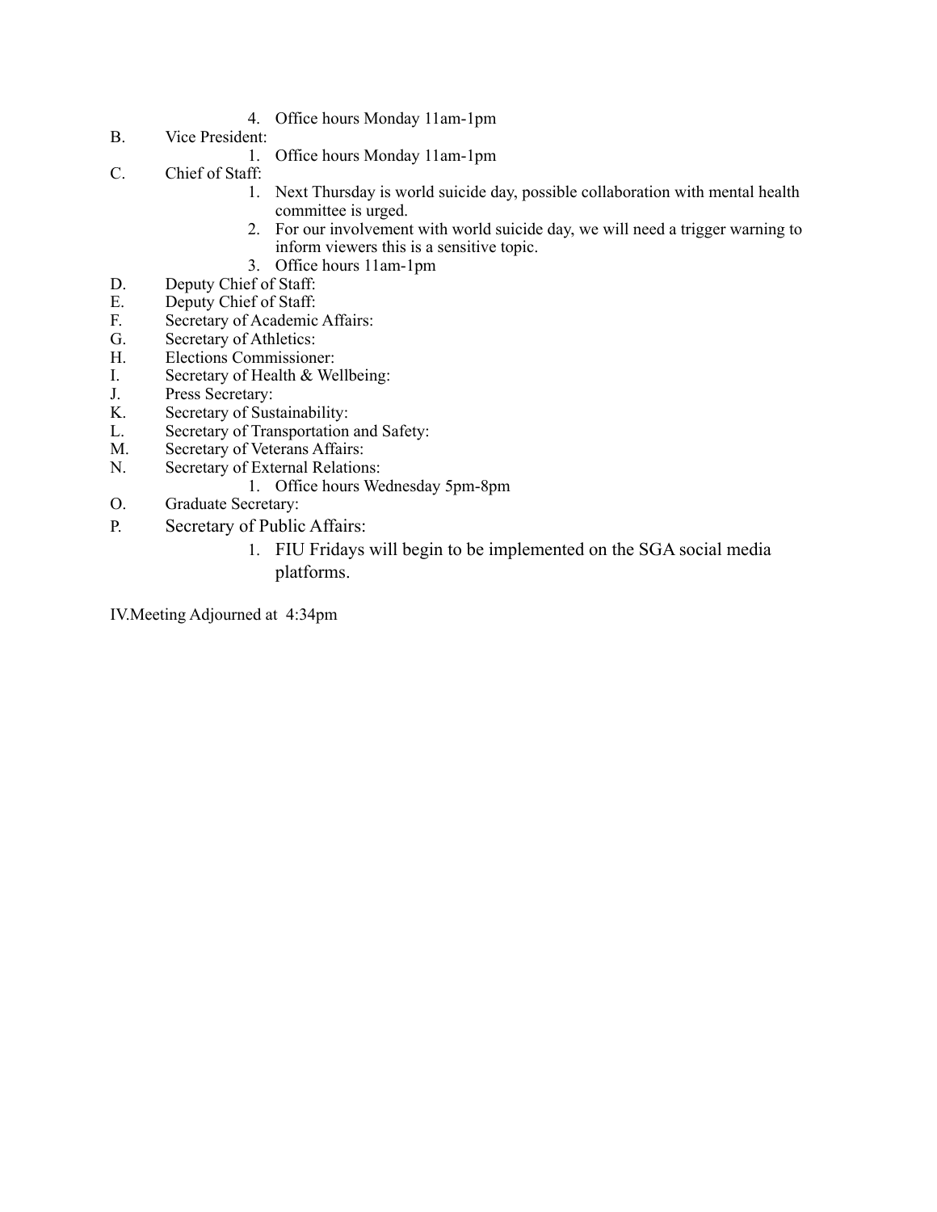4. Office hours Monday 11am-1pm

B. Vice President:
   1. Office hours Monday 11am-1pm

C. Chief of Staff:
   1. Next Thursday is world suicide day, possible collaboration with mental health committee is urged.
   2. For our involvement with world suicide day, we will need a trigger warning to inform viewers this is a sensitive topic.
   3. Office hours 11am-1pm

D. Deputy Chief of Staff:

E. Deputy Chief of Staff:

F. Secretary of Academic Affairs:

G. Secretary of Athletics:

H. Elections Commissioner:

I. Secretary of Health & Wellbeing:

J. Press Secretary:

K. Secretary of Sustainability:

L. Secretary of Transportation and Safety:

M. Secretary of Veterans Affairs:

N. Secretary of External Relations:
   1. Office hours Wednesday 5pm-8pm

O. Graduate Secretary:

P. Secretary of Public Affairs:
   1. FIU Fridays will begin to be implemented on the SGA social media platforms.

IV.Meeting Adjourned at 4:34pm